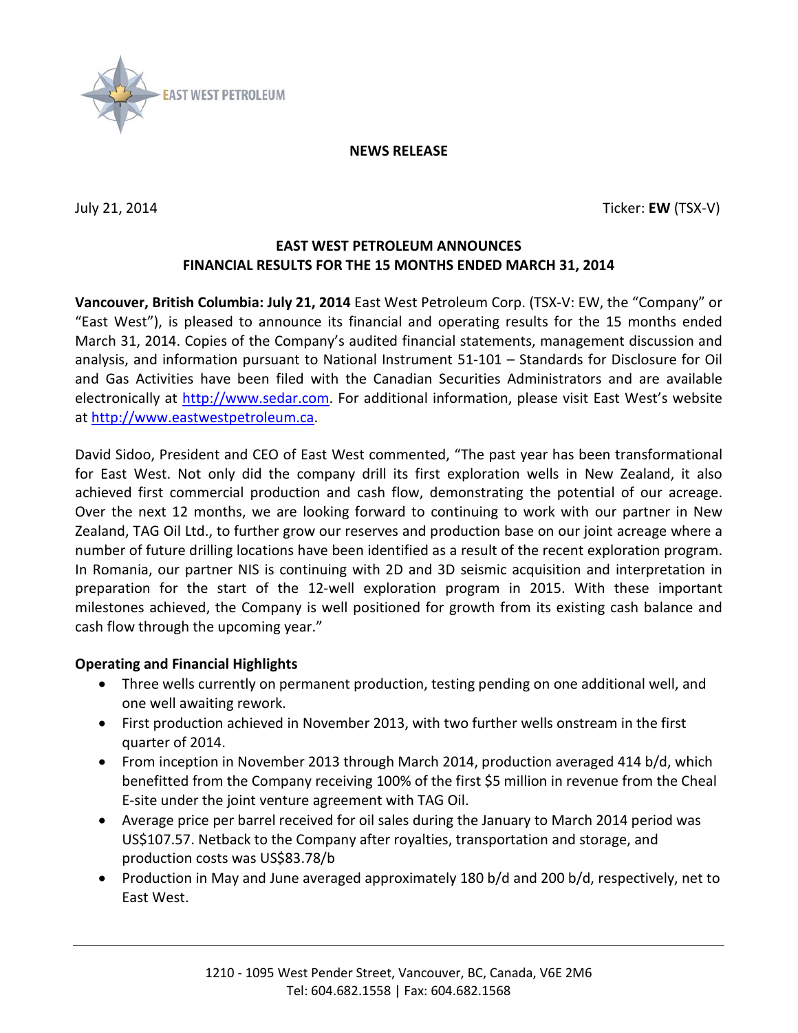EAST WEST PETROLEUM

**NEWS RELEASE**

July 21, 2014 Ticker: **EW** (TSX-V)

## EAST WEST PETROLEUM ANNOUNCES FINANCIAL RESULTS FOR THE 15 MONTHS ENDED MARCH 31, 2014

**Vancouver, British Columbia: July 21, 2014** East West Petroleum Corp. (TSX-V: EW, the "Company" or "East West"), is pleased to announce its financial and operating results for the 15 months ended March 31, 2014. Copies of the Company's audited financial statements, management discussion and analysis, and information pursuant to National Instrument 51-101 – Standards for Disclosure for Oil and Gas Activities have been filed with the Canadian Securities Administrators and are available electronically at http://www.sedar.com. For additional information, please visit East West's website at http://www.eastwestpetroleum.ca.

David Sidoo, President and CEO of East West commented, "The past year has been transformational for East West. Not only did the company drill its first exploration wells in New Zealand, it also achieved first commercial production and cash flow, demonstrating the potential of our acreage. Over the next 12 months, we are looking forward to continuing to work with our partner in New Zealand, TAG Oil Ltd., to further grow our reserves and production base on our joint acreage where a number of future drilling locations have been identified as a result of the recent exploration program. In Romania, our partner NIS is continuing with 2D and 3D seismic acquisition and interpretation in preparation for the start of the 12-well exploration program in 2015. With these important milestones achieved, the Company is well positioned for growth from its existing cash balance and cash flow through the upcoming year."

**Operating and Financial Highlights**

- Three wells currently on permanent production, testing pending on one additional well, and one well awaiting rework.
- First production achieved in November 2013, with two further wells onstream in the first quarter of 2014.
- From inception in November 2013 through March 2014, production averaged 414 b/d, which benefitted from the Company receiving 100% of the first $5 million in revenue from the Cheal E-site under the joint venture agreement with TAG Oil.
- Average price per barrel received for oil sales during the January to March 2014 period was US$107.57. Netback to the Company after royalties, transportation and storage, and production costs was US$83.78/b
- Production in May and June averaged approximately 180 b/d and 200 b/d, respectively, net to East West.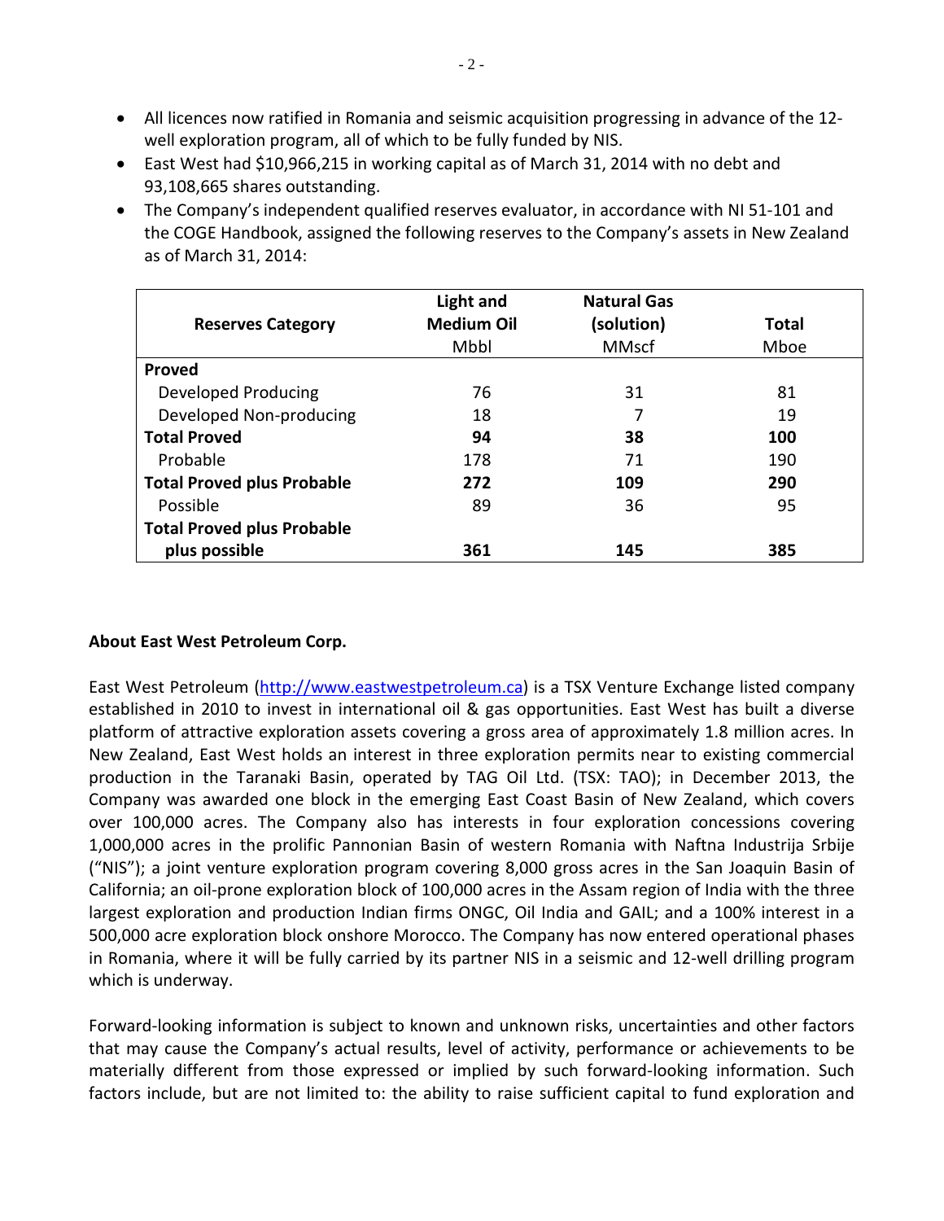- All licences now ratified in Romania and seismic acquisition progressing in advance of the 12-well exploration program, all of which to be fully funded by NIS.
- East West had $10,966,215 in working capital as of March 31, 2014 with no debt and 93,108,665 shares outstanding.
- The Company's independent qualified reserves evaluator, in accordance with NI 51-101 and the COGE Handbook, assigned the following reserves to the Company's assets in New Zealand as of March 31, 2014:

| Reserves Category | Light and Medium Oil Mbbl | Natural Gas (solution) MMscf | Total Mboe |
|---|---|---|---|
| **Proved** | | | |
| Developed Producing | 76 | 31 | 81 |
| Developed Non-producing | 18 | 7 | 19 |
| **Total Proved** | **94** | **38** | **100** |
| Probable | 178 | 71 | 190 |
| **Total Proved plus Probable** | **272** | **109** | **290** |
| Possible | 89 | 36 | 95 |
| **Total Proved plus Probable plus possible** | **361** | **145** | **385** |

**About East West Petroleum Corp.**

East West Petroleum (http://www.eastwestpetroleum.ca) is a TSX Venture Exchange listed company established in 2010 to invest in international oil & gas opportunities. East West has built a diverse platform of attractive exploration assets covering a gross area of approximately 1.8 million acres. In New Zealand, East West holds an interest in three exploration permits near to existing commercial production in the Taranaki Basin, operated by TAG Oil Ltd. (TSX: TAO); in December 2013, the Company was awarded one block in the emerging East Coast Basin of New Zealand, which covers over 100,000 acres. The Company also has interests in four exploration concessions covering 1,000,000 acres in the prolific Pannonian Basin of western Romania with Naftna Industrija Srbije ("NIS"); a joint venture exploration program covering 8,000 gross acres in the San Joaquin Basin of California; an oil-prone exploration block of 100,000 acres in the Assam region of India with the three largest exploration and production Indian firms ONGC, Oil India and GAIL; and a 100% interest in a 500,000 acre exploration block onshore Morocco. The Company has now entered operational phases in Romania, where it will be fully carried by its partner NIS in a seismic and 12-well drilling program which is underway.

Forward-looking information is subject to known and unknown risks, uncertainties and other factors that may cause the Company's actual results, level of activity, performance or achievements to be materially different from those expressed or implied by such forward-looking information. Such factors include, but are not limited to: the ability to raise sufficient capital to fund exploration and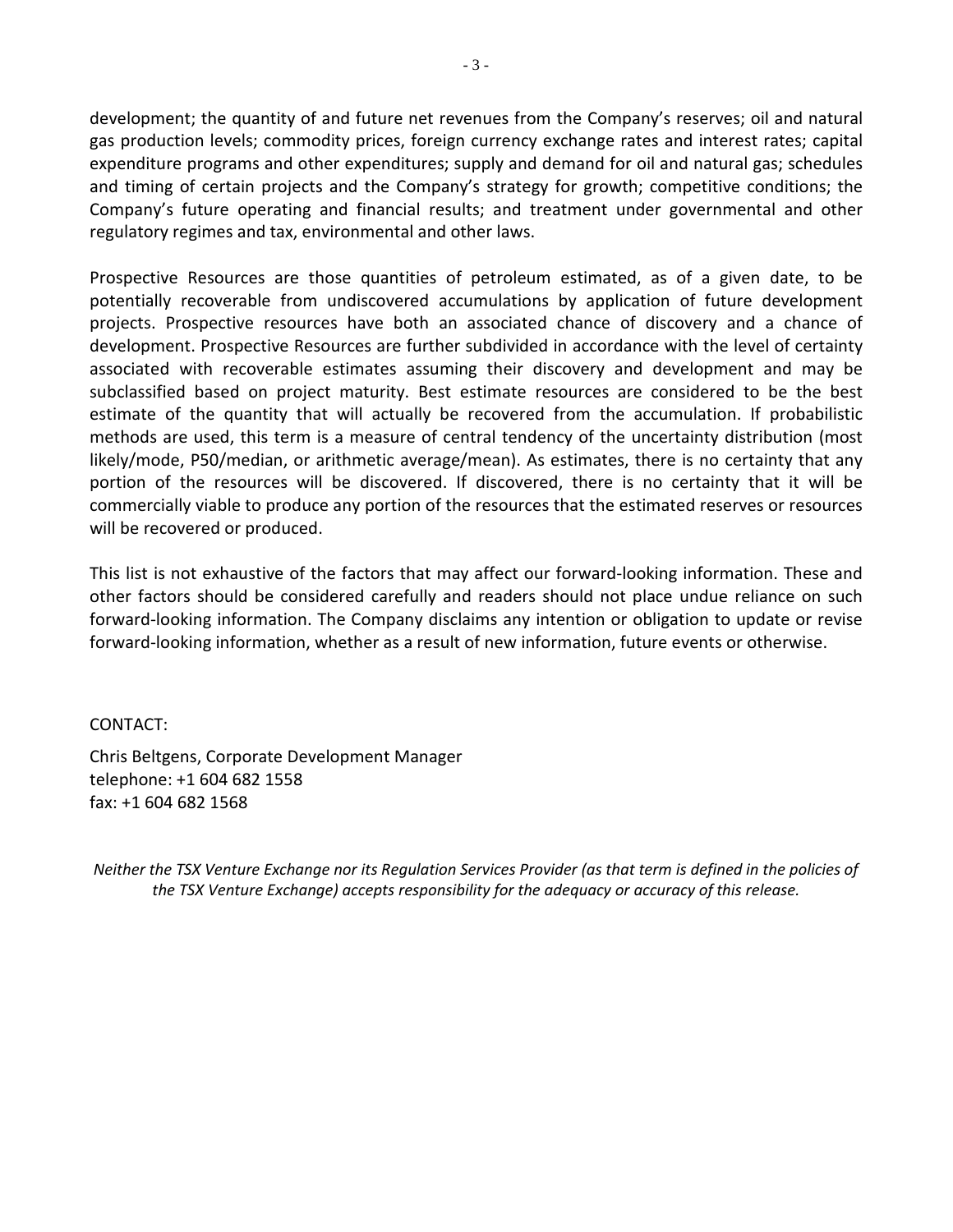development; the quantity of and future net revenues from the Company's reserves; oil and natural gas production levels; commodity prices, foreign currency exchange rates and interest rates; capital expenditure programs and other expenditures; supply and demand for oil and natural gas; schedules and timing of certain projects and the Company's strategy for growth; competitive conditions; the Company's future operating and financial results; and treatment under governmental and other regulatory regimes and tax, environmental and other laws.

Prospective Resources are those quantities of petroleum estimated, as of a given date, to be potentially recoverable from undiscovered accumulations by application of future development projects. Prospective resources have both an associated chance of discovery and a chance of development. Prospective Resources are further subdivided in accordance with the level of certainty associated with recoverable estimates assuming their discovery and development and may be subclassified based on project maturity. Best estimate resources are considered to be the best estimate of the quantity that will actually be recovered from the accumulation. If probabilistic methods are used, this term is a measure of central tendency of the uncertainty distribution (most likely/mode, P50/median, or arithmetic average/mean). As estimates, there is no certainty that any portion of the resources will be discovered. If discovered, there is no certainty that it will be commercially viable to produce any portion of the resources that the estimated reserves or resources will be recovered or produced.

This list is not exhaustive of the factors that may affect our forward-looking information. These and other factors should be considered carefully and readers should not place undue reliance on such forward-looking information. The Company disclaims any intention or obligation to update or revise forward-looking information, whether as a result of new information, future events or otherwise.

CONTACT:

Chris Beltgens, Corporate Development Manager
telephone: +1 604 682 1558
fax: +1 604 682 1568

*Neither the TSX Venture Exchange nor its Regulation Services Provider (as that term is defined in the policies of the TSX Venture Exchange) accepts responsibility for the adequacy or accuracy of this release.*